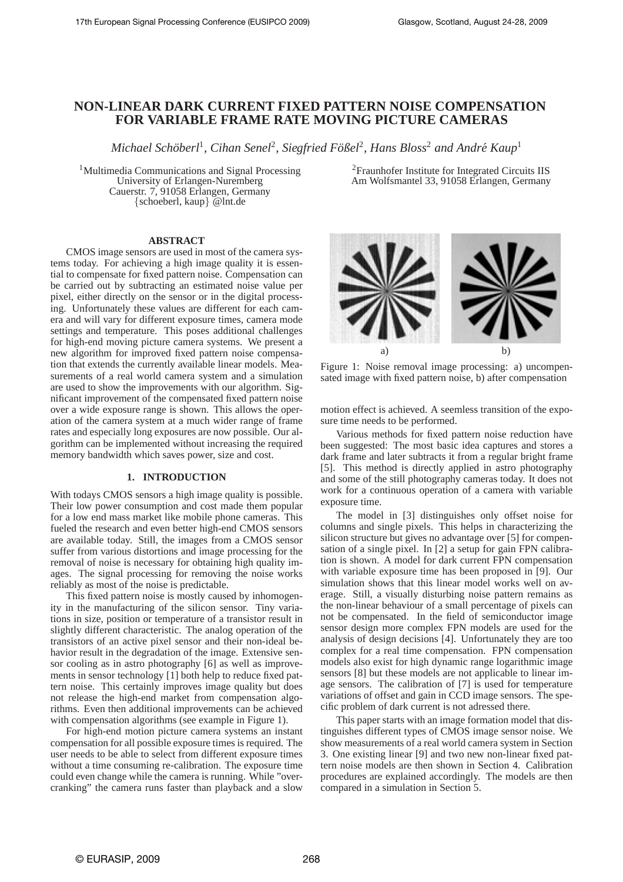# NON-LINEAR DARK CURRENT FIXED PATTERN NOISE COMPENSATION FOR VARIABLE FRAME RATE MOVING PICTURE CAMERAS

*Michael Schöberl*[1], *Cihan Senel*[2], *Siegfried Fößel*[2], *Hans Bloss*[2] *and André Kaup*[1]

[1]Multimedia Communications and Signal Processing
University of Erlangen-Nuremberg
Cauerstr. 7, 91058 Erlangen, Germany
{schoeberl, kaup} @lnt.de

[2]Fraunhofer Institute for Integrated Circuits IIS
Am Wolfsmantel 33, 91058 Erlangen, Germany

## ABSTRACT

CMOS image sensors are used in most of the camera systems today. For achieving a high image quality it is essential to compensate for fixed pattern noise. Compensation can be carried out by subtracting an estimated noise value per pixel, either directly on the sensor or in the digital processing. Unfortunately these values are different for each camera and will vary for different exposure times, camera mode settings and temperature. This poses additional challenges for high-end moving picture camera systems. We present a new algorithm for improved fixed pattern noise compensation that extends the currently available linear models. Measurements of a real world camera system and a simulation are used to show the improvements with our algorithm. Significant improvement of the compensated fixed pattern noise over a wide exposure range is shown. This allows the operation of the camera system at a much wider range of frame rates and especially long exposures are now possible. Our algorithm can be implemented without increasing the required memory bandwidth which saves power, size and cost.

## 1. INTRODUCTION

With todays CMOS sensors a high image quality is possible. Their low power consumption and cost made them popular for a low end mass market like mobile phone cameras. This fueled the research and even better high-end CMOS sensors are available today. Still, the images from a CMOS sensor suffer from various distortions and image processing for the removal of noise is necessary for obtaining high quality images. The signal processing for removing the noise works reliably as most of the noise is predictable.

This fixed pattern noise is mostly caused by inhomogenity in the manufacturing of the silicon sensor. Tiny variations in size, position or temperature of a transistor result in slightly different characteristic. The analog operation of the transistors of an active pixel sensor and their non-ideal behavior result in the degradation of the image. Extensive sensor cooling as in astro photography [6] as well as improvements in sensor technology [1] both help to reduce fixed pattern noise. This certainly improves image quality but does not release the high-end market from compensation algorithms. Even then additional improvements can be achieved with compensation algorithms (see example in Figure 1).

For high-end motion picture camera systems an instant compensation for all possible exposure times is required. The user needs to be able to select from different exposure times without a time consuming re-calibration. The exposure time could even change while the camera is running. While "overcranking" the camera runs faster than playback and a slow motion effect is achieved. A seemless transition of the exposure time needs to be performed.

Figure 1: Noise removal image processing: a) uncompensated image with fixed pattern noise, b) after compensation

Various methods for fixed pattern noise reduction have been suggested: The most basic idea captures and stores a dark frame and later subtracts it from a regular bright frame [5]. This method is directly applied in astro photography and some of the still photography cameras today. It does not work for a continuous operation of a camera with variable exposure time.

The model in [3] distinguishes only offset noise for columns and single pixels. This helps in characterizing the silicon structure but gives no advantage over [5] for compensation of a single pixel. In [2] a setup for gain FPN calibration is shown. A model for dark current FPN compensation with variable exposure time has been proposed in [9]. Our simulation shows that this linear model works well on average. Still, a visually disturbing noise pattern remains as the non-linear behaviour of a small percentage of pixels can not be compensated. In the field of semiconductor image sensor design more complex FPN models are used for the analysis of design decisions [4]. Unfortunately they are too complex for a real time compensation. FPN compensation models also exist for high dynamic range logarithmic image sensors [8] but these models are not applicable to linear image sensors. The calibration of [7] is used for temperature variations of offset and gain in CCD image sensors. The specific problem of dark current is not adressed there.

This paper starts with an image formation model that distinguishes different types of CMOS image sensor noise. We show measurements of a real world camera system in Section 3. One existing linear [9] and two new non-linear fixed pattern noise models are then shown in Section 4. Calibration procedures are explained accordingly. The models are then compared in a simulation in Section 5.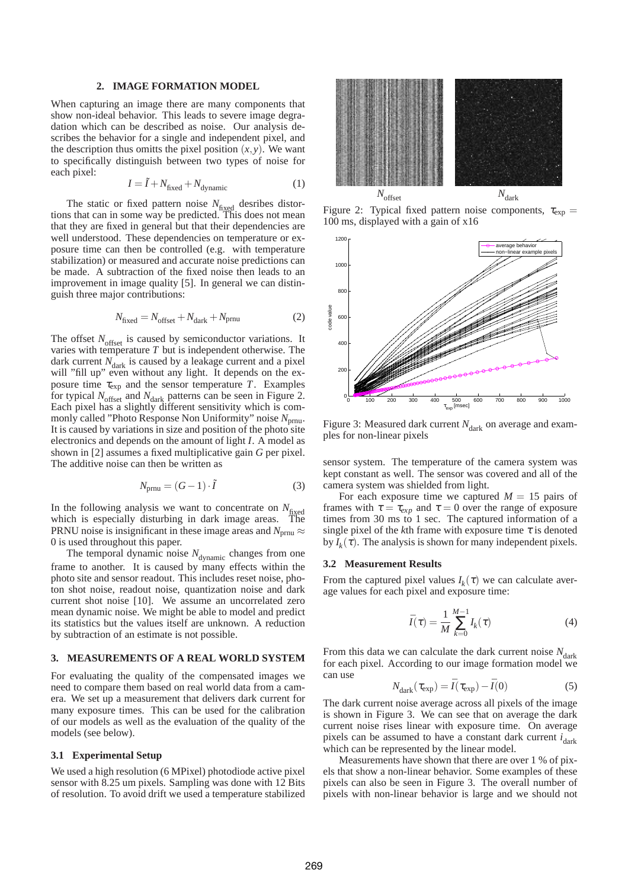## 2. IMAGE FORMATION MODEL

When capturing an image there are many components that show non-ideal behavior. This leads to severe image degradation which can be described as noise. Our analysis describes the behavior for a single and independent pixel, and the description thus omitts the pixel position $(x, y)$. We want to specifically distinguish between two types of noise for each pixel:

$$I = \tilde{I} + N_{\text{fixed}} + N_{\text{dynamic}} \quad (1)$$

The static or fixed pattern noise $N_{\text{fixed}}$ desribes distortions that can in some way be predicted. This does not mean that they are fixed in general but that their dependencies are well understood. These dependencies on temperature or exposure time can then be controlled (e.g. with temperature stabilization) or measured and accurate noise predictions can be made. A subtraction of the fixed noise then leads to an improvement in image quality [5]. In general we can distinguish three major contributions:

$$N_{\text{fixed}} = N_{\text{offset}} + N_{\text{dark}} + N_{\text{prnu}} \quad (2)$$

The offset $N_{\text{offset}}$ is caused by semiconductor variations. It varies with temperature $T$ but is independent otherwise. The dark current $N_{\text{dark}}$ is caused by a leakage current and a pixel will "fill up" even without any light. It depends on the exposure time $\tau_{\text{exp}}$ and the sensor temperature $T$. Examples for typical $N_{\text{offset}}$ and $N_{\text{dark}}$ patterns can be seen in Figure 2. Each pixel has a slightly different sensitivity which is commonly called "Photo Response Non Uniformity" noise $N_{\text{prnu}}$. It is caused by variations in size and position of the photo site electronics and depends on the amount of light $I$. A model as shown in [2] assumes a fixed multiplicative gain $G$ per pixel. The additive noise can then be written as

$$N_{\text{prnu}} = (G - 1) \cdot \tilde{I} \quad (3)$$

In the following analysis we want to concentrate on $N_{\text{fixed}}$ which is especially disturbing in dark image areas. The PRNU noise is insignificant in these image areas and $N_{\text{prnu}} \approx 0$ is used throughout this paper.

The temporal dynamic noise $N_{\text{dynamic}}$ changes from one frame to another. It is caused by many effects within the photo site and sensor readout. This includes reset noise, photon shot noise, readout noise, quantization noise and dark current shot noise [10]. We assume an uncorrelated zero mean dynamic noise. We might be able to model and predict its statistics but the values itself are unknown. A reduction by subtraction of an estimate is not possible.

## 3. MEASUREMENTS OF A REAL WORLD SYSTEM

For evaluating the quality of the compensated images we need to compare them based on real world data from a camera. We set up a measurement that delivers dark current for many exposure times. This can be used for the calibration of our models as well as the evaluation of the quality of the models (see below).

### 3.1 Experimental Setup

We used a high resolution (6 MPixel) photodiode active pixel sensor with 8.25 um pixels. Sampling was done with 12 Bits of resolution. To avoid drift we used a temperature stabilized sensor system. The temperature of the camera system was kept constant as well. The sensor was covered and all of the camera system was shielded from light.

Figure 2: Typical fixed pattern noise components, $\tau_{\text{exp}} = 100$ ms, displayed with a gain of x16

Figure 3: Measured dark current $N_{\text{dark}}$ on average and examples for non-linear pixels

For each exposure time we captured $M = 15$ pairs of frames with $\tau = \tau_{exp}$ and $\tau = 0$ over the range of exposure times from 30 ms to 1 sec. The captured information of a single pixel of the $k$th frame with exposure time $\tau$ is denoted by $I_k(\tau)$. The analysis is shown for many independent pixels.

### 3.2 Measurement Results

From the captured pixel values $I_k(\tau)$ we can calculate average values for each pixel and exposure time:

$$\bar{I}(\tau) = \frac{1}{M} \sum_{k=0}^{M-1} I_k(\tau) \quad (4)$$

From this data we can calculate the dark current noise $N_{\text{dark}}$ for each pixel. According to our image formation model we can use

$$N_{\text{dark}}(\tau_{\text{exp}}) = \bar{I}(\tau_{\text{exp}}) - \bar{I}(0) \quad (5)$$

The dark current noise average across all pixels of the image is shown in Figure 3. We can see that on average the dark current noise rises linear with exposure time. On average pixels can be assumed to have a constant dark current $i_{\text{dark}}$ which can be represented by the linear model.

Measurements have shown that there are over 1 % of pixels that show a non-linear behavior. Some examples of these pixels can also be seen in Figure 3. The overall number of pixels with non-linear behavior is large and we should not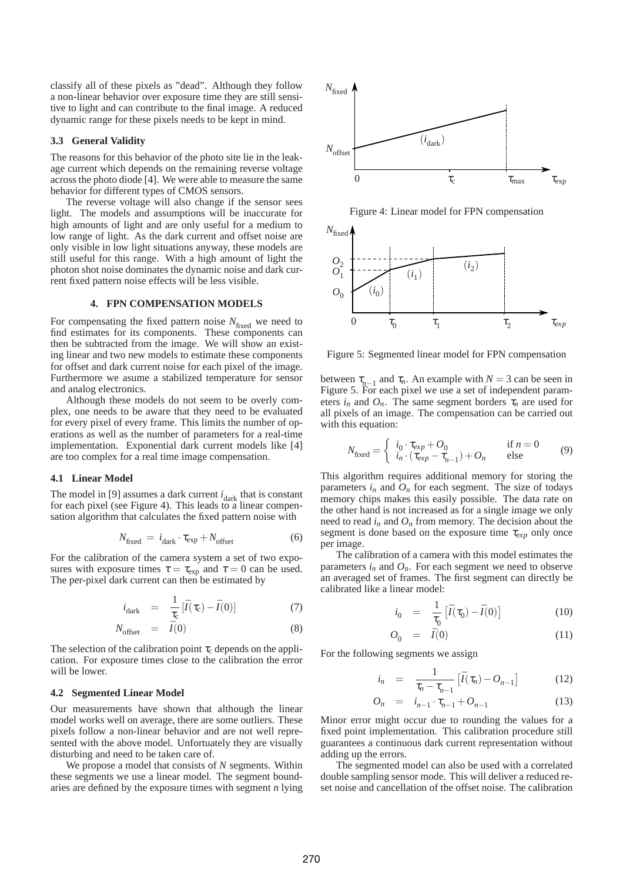classify all of these pixels as "dead". Although they follow a non-linear behavior over exposure time they are still sensitive to light and can contribute to the final image. A reduced dynamic range for these pixels needs to be kept in mind.

### 3.3 General Validity

The reasons for this behavior of the photo site lie in the leakage current which depends on the remaining reverse voltage across the photo diode [4]. We were able to measure the same behavior for different types of CMOS sensors.

The reverse voltage will also change if the sensor sees light. The models and assumptions will be inaccurate for high amounts of light and are only useful for a medium to low range of light. As the dark current and offset noise are only visible in low light situations anyway, these models are still useful for this range. With a high amount of light the photon shot noise dominates the dynamic noise and dark current fixed pattern noise effects will be less visible.

## 4. FPN COMPENSATION MODELS

For compensating the fixed pattern noise $N_{\text{fixed}}$ we need to find estimates for its components. These components can then be subtracted from the image. We will show an existing linear and two new models to estimate these components for offset and dark current noise for each pixel of the image. Furthermore we asume a stabilized temperature for sensor and analog electronics.

Although these models do not seem to be overly complex, one needs to be aware that they need to be evaluated for every pixel of every frame. This limits the number of operations as well as the number of parameters for a real-time implementation. Exponential dark current models like [4] are too complex for a real time image compensation.

### 4.1 Linear Model

The model in [9] assumes a dark current $i_{\text{dark}}$ that is constant for each pixel (see Figure 4). This leads to a linear compensation algorithm that calculates the fixed pattern noise with

$$N_{\text{fixed}} = i_{\text{dark}} \cdot \tau_{\text{exp}} + N_{\text{offset}} \tag{6}$$

For the calibration of the camera system a set of two exposures with exposure times $\tau = \tau_{\text{exp}}$ and $\tau = 0$ can be used. The per-pixel dark current can then be estimated by

$$i_{\text{dark}} = \frac{1}{\tau_c}\left[\bar{I}(\tau_c) - \bar{I}(0)\right] \tag{7}$$

$$N_{\text{offset}} = \bar{I}(0) \tag{8}$$

The selection of the calibration point $\tau_c$ depends on the application. For exposure times close to the calibration the error will be lower.

### 4.2 Segmented Linear Model

Our measurements have shown that although the linear model works well on average, there are some outliers. These pixels follow a non-linear behavior and are not well represented with the above model. Unfortuately they are visually disturbing and need to be taken care of.

We propose a model that consists of $N$ segments. Within these segments we use a linear model. The segment boundaries are defined by the exposure times with segment $n$ lying between $\tau_{n-1}$ and $\tau_n$. An example with $N = 3$ can be seen in Figure 5. For each pixel we use a set of independent parameters $i_n$ and $O_n$. The same segment borders $\tau_n$ are used for all pixels of an image. The compensation can be carried out with this equation:

Figure 4: Linear model for FPN compensation

Figure 5: Segmented linear model for FPN compensation

$$N_{\text{fixed}} = \begin{cases} i_0 \cdot \tau_{exp} + O_0 & \text{if } n = 0 \\ i_n \cdot (\tau_{exp} - \tau_{n-1}) + O_n & \text{else} \end{cases} \tag{9}$$

This algorithm requires additional memory for storing the parameters $i_n$ and $O_n$ for each segment. The size of todays memory chips makes this easily possible. The data rate on the other hand is not increased as for a single image we only need to read $i_n$ and $O_n$ from memory. The decision about the segment is done based on the exposure time $\tau_{exp}$ only once per image.

The calibration of a camera with this model estimates the parameters $i_n$ and $O_n$. For each segment we need to observe an averaged set of frames. The first segment can directly be calibrated like a linear model:

$$i_0 = \frac{1}{\tau_0}\left[\bar{I}(\tau_0) - \bar{I}(0)\right] \tag{10}$$

$$O_0 = \bar{I}(0) \tag{11}$$

For the following segments we assign

$$i_n = \frac{1}{\tau_n - \tau_{n-1}}\left[\bar{I}(\tau_n) - O_{n-1}\right] \tag{12}$$

$$O_n = i_{n-1} \cdot \tau_{n-1} + O_{n-1} \tag{13}$$

Minor error might occur due to rounding the values for a fixed point implementation. This calibration procedure still guarantees a continuous dark current representation without adding up the errors.

The segmented model can also be used with a correlated double sampling sensor mode. This will deliver a reduced reset noise and cancellation of the offset noise. The calibration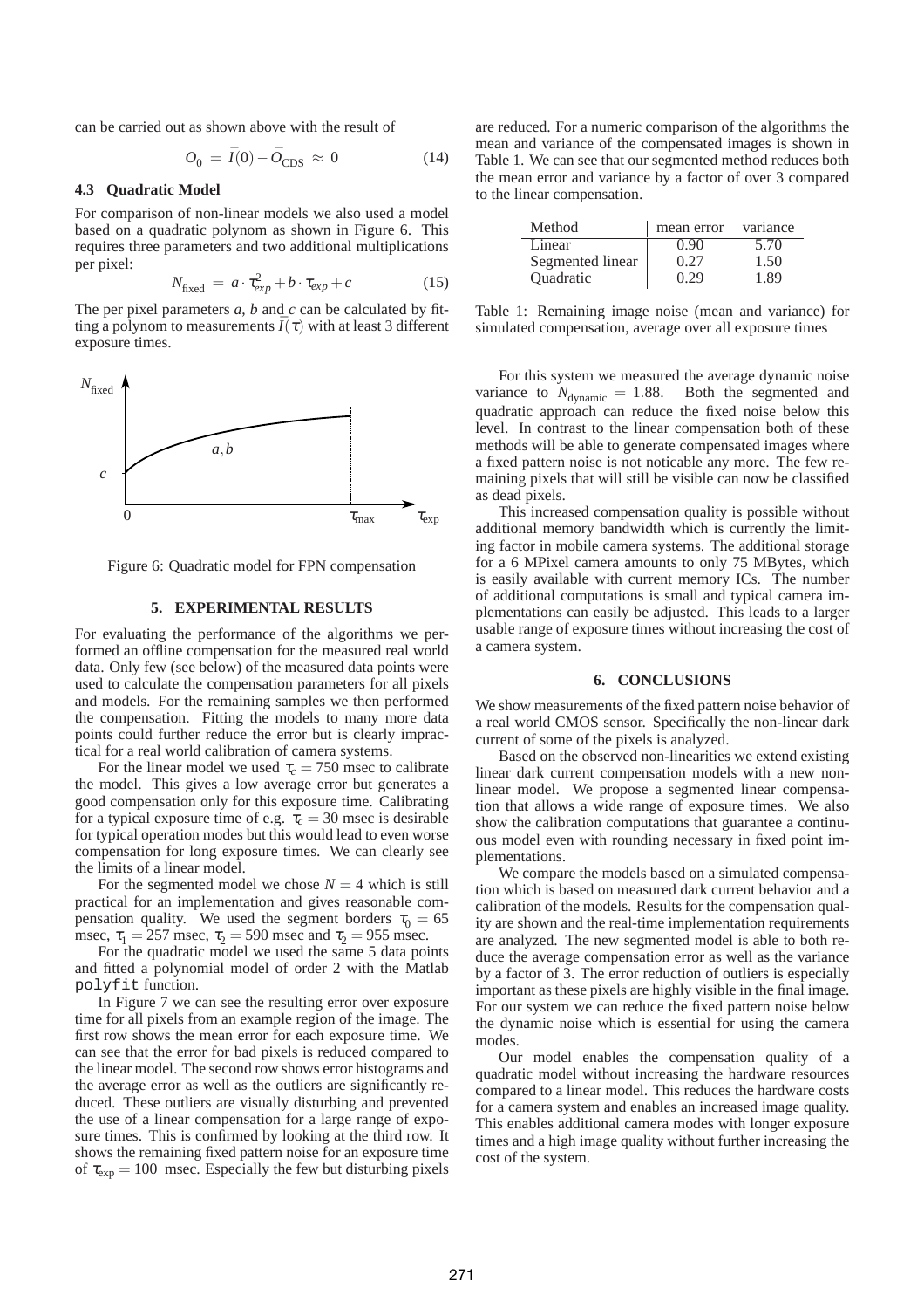can be carried out as shown above with the result of

$$O_0 \;=\; \bar{I}(0) - \bar{O}_{\text{CDS}} \;\approx\; 0 \tag{14}$$

### 4.3 Quadratic Model

For comparison of non-linear models we also used a model based on a quadratic polynom as shown in Figure 6. This requires three parameters and two additional multiplications per pixel:

$$N_{\text{fixed}} \;=\; a \cdot \tau_{exp}^2 + b \cdot \tau_{exp} + c \tag{15}$$

The per pixel parameters $a$, $b$ and $c$ can be calculated by fitting a polynom to measurements $\bar{I}(\tau)$ with at least 3 different exposure times.

Figure 6: Quadratic model for FPN compensation

## 5. EXPERIMENTAL RESULTS

For evaluating the performance of the algorithms we performed an offline compensation for the measured real world data. Only few (see below) of the measured data points were used to calculate the compensation parameters for all pixels and models. For the remaining samples we then performed the compensation. Fitting the models to many more data points could further reduce the error but is clearly impractical for a real world calibration of camera systems.

For the linear model we used $\tau_c = 750$ msec to calibrate the model. This gives a low average error but generates a good compensation only for this exposure time. Calibrating for a typical exposure time of e.g. $\tau_c = 30$ msec is desirable for typical operation modes but this would lead to even worse compensation for long exposure times. We can clearly see the limits of a linear model.

For the segmented model we chose $N = 4$ which is still practical for an implementation and gives reasonable compensation quality. We used the segment borders $\tau_0 = 65$ msec, $\tau_1 = 257$ msec, $\tau_2 = 590$ msec and $\tau_2 = 955$ msec.

For the quadratic model we used the same 5 data points and fitted a polynomial model of order 2 with the Matlab `polyfit` function.

In Figure 7 we can see the resulting error over exposure time for all pixels from an example region of the image. The first row shows the mean error for each exposure time. We can see that the error for bad pixels is reduced compared to the linear model. The second row shows error histograms and the average error as well as the outliers are significantly reduced. These outliers are visually disturbing and prevented the use of a linear compensation for a large range of exposure times. This is confirmed by looking at the third row. It shows the remaining fixed pattern noise for an exposure time of $\tau_{\text{exp}} = 100$ msec. Especially the few but disturbing pixels are reduced. For a numeric comparison of the algorithms the mean and variance of the compensated images is shown in Table 1. We can see that our segmented method reduces both the mean error and variance by a factor of over 3 compared to the linear compensation.

| Method | mean error | variance |
|---|---|---|
| Linear | 0.90 | 5.70 |
| Segmented linear | 0.27 | 1.50 |
| Quadratic | 0.29 | 1.89 |

Table 1: Remaining image noise (mean and variance) for simulated compensation, average over all exposure times

For this system we measured the average dynamic noise variance to $N_{\text{dynamic}} = 1.88$. Both the segmented and quadratic approach can reduce the fixed noise below this level. In contrast to the linear compensation both of these methods will be able to generate compensated images where a fixed pattern noise is not noticable any more. The few remaining pixels that will still be visible can now be classified as dead pixels.

This increased compensation quality is possible without additional memory bandwidth which is currently the limiting factor in mobile camera systems. The additional storage for a 6 MPixel camera amounts to only 75 MBytes, which is easily available with current memory ICs. The number of additional computations is small and typical camera implementations can easily be adjusted. This leads to a larger usable range of exposure times without increasing the cost of a camera system.

## 6. CONCLUSIONS

We show measurements of the fixed pattern noise behavior of a real world CMOS sensor. Specifically the non-linear dark current of some of the pixels is analyzed.

Based on the observed non-linearities we extend existing linear dark current compensation models with a new non-linear model. We propose a segmented linear compensation that allows a wide range of exposure times. We also show the calibration computations that guarantee a continuous model even with rounding necessary in fixed point implementations.

We compare the models based on a simulated compensation which is based on measured dark current behavior and a calibration of the models. Results for the compensation quality are shown and the real-time implementation requirements are analyzed. The new segmented model is able to both reduce the average compensation error as well as the variance by a factor of 3. The error reduction of outliers is especially important as these pixels are highly visible in the final image. For our system we can reduce the fixed pattern noise below the dynamic noise which is essential for using the camera modes.

Our model enables the compensation quality of a quadratic model without increasing the hardware resources compared to a linear model. This reduces the hardware costs for a camera system and enables an increased image quality. This enables additional camera modes with longer exposure times and a high image quality without further increasing the cost of the system.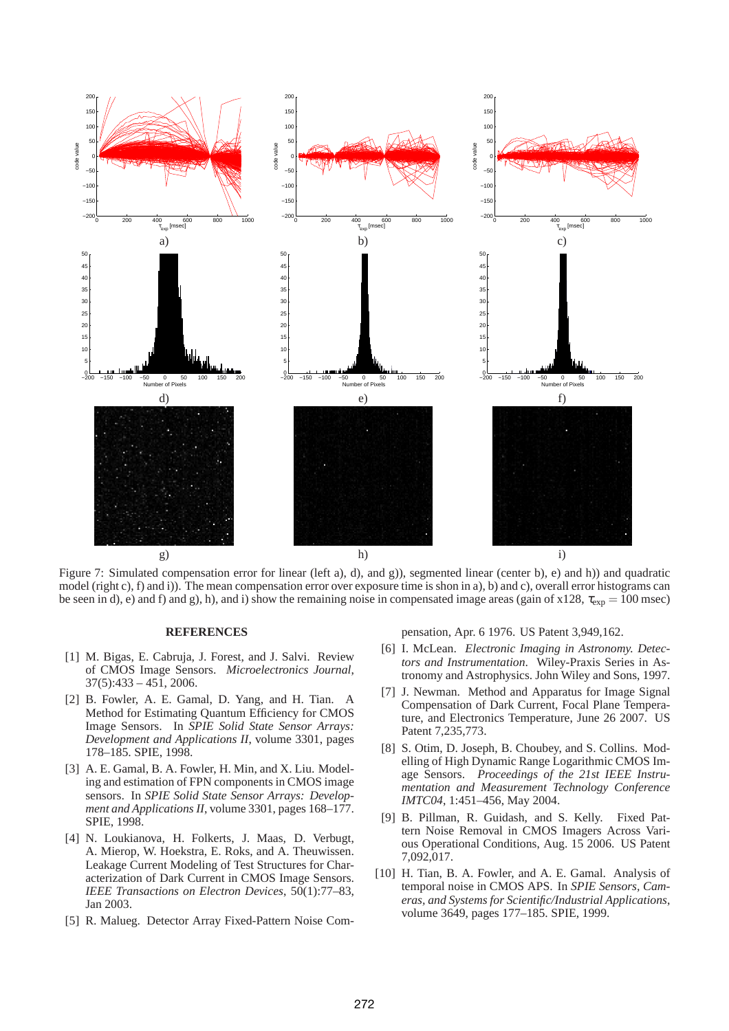code value

200
150
100
50
0
−50
−100
−150
−200

0 200 400 600 800 1000

$\tau_{exp}$ [msec]

a)

code value

200
150
100
50
0
−50
−100
−150
−200

0 200 400 600 800 1000

$\tau_{exp}$ [msec]

b)

code value

200
150
100
50
0
−50
−100
−150
−200

0 200 400 600 800 1000

$\tau_{exp}$ [msec]

c)

50
45
40
35
30
25
20
15
10
5
0

−200 −150 −100 −50 0 50 100 150 200

Number of Pixels

d)

50
45
40
35
30
25
20
15
10
5
0

−200 −150 −100 −50 0 50 100 150 200

Number of Pixels

e)

50
45
40
35
30
25
20
15
10
5
0

−200 −150 −100 −50 0 50 100 150 200

Number of Pixels

f)

g)

h)

i)

Figure 7: Simulated compensation error for linear (left a), d), and g)), segmented linear (center b), e) and h)) and quadratic model (right c), f) and i)). The mean compensation error over exposure time is shon in a), b) and c), overall error histograms can be seen in d), e) and f) and g), h), and i) show the remaining noise in compensated image areas (gain of x128, $\tau_{exp} = 100$ msec)

## REFERENCES

[1] M. Bigas, E. Cabruja, J. Forest, and J. Salvi. Review of CMOS Image Sensors. *Microelectronics Journal*, 37(5):433 – 451, 2006.

[2] B. Fowler, A. E. Gamal, D. Yang, and H. Tian. A Method for Estimating Quantum Efficiency for CMOS Image Sensors. In *SPIE Solid State Sensor Arrays: Development and Applications II*, volume 3301, pages 178–185. SPIE, 1998.

[3] A. E. Gamal, B. A. Fowler, H. Min, and X. Liu. Modeling and estimation of FPN components in CMOS image sensors. In *SPIE Solid State Sensor Arrays: Development and Applications II*, volume 3301, pages 168–177. SPIE, 1998.

[4] N. Loukianova, H. Folkerts, J. Maas, D. Verbugt, A. Mierop, W. Hoekstra, E. Roks, and A. Theuwissen. Leakage Current Modeling of Test Structures for Characterization of Dark Current in CMOS Image Sensors. *IEEE Transactions on Electron Devices*, 50(1):77–83, Jan 2003.

[5] R. Malueg. Detector Array Fixed-Pattern Noise Compensation, Apr. 6 1976. US Patent 3,949,162.

[6] I. McLean. *Electronic Imaging in Astronomy. Detectors and Instrumentation*. Wiley-Praxis Series in Astronomy and Astrophysics. John Wiley and Sons, 1997.

[7] J. Newman. Method and Apparatus for Image Signal Compensation of Dark Current, Focal Plane Temperature, and Electronics Temperature, June 26 2007. US Patent 7,235,773.

[8] S. Otim, D. Joseph, B. Choubey, and S. Collins. Modelling of High Dynamic Range Logarithmic CMOS Image Sensors. *Proceedings of the 21st IEEE Instrumentation and Measurement Technology Conference IMTC04*, 1:451–456, May 2004.

[9] B. Pillman, R. Guidash, and S. Kelly. Fixed Pattern Noise Removal in CMOS Imagers Across Various Operational Conditions, Aug. 15 2006. US Patent 7,092,017.

[10] H. Tian, B. A. Fowler, and A. E. Gamal. Analysis of temporal noise in CMOS APS. In *SPIE Sensors, Cameras, and Systems for Scientific/Industrial Applications*, volume 3649, pages 177–185. SPIE, 1999.